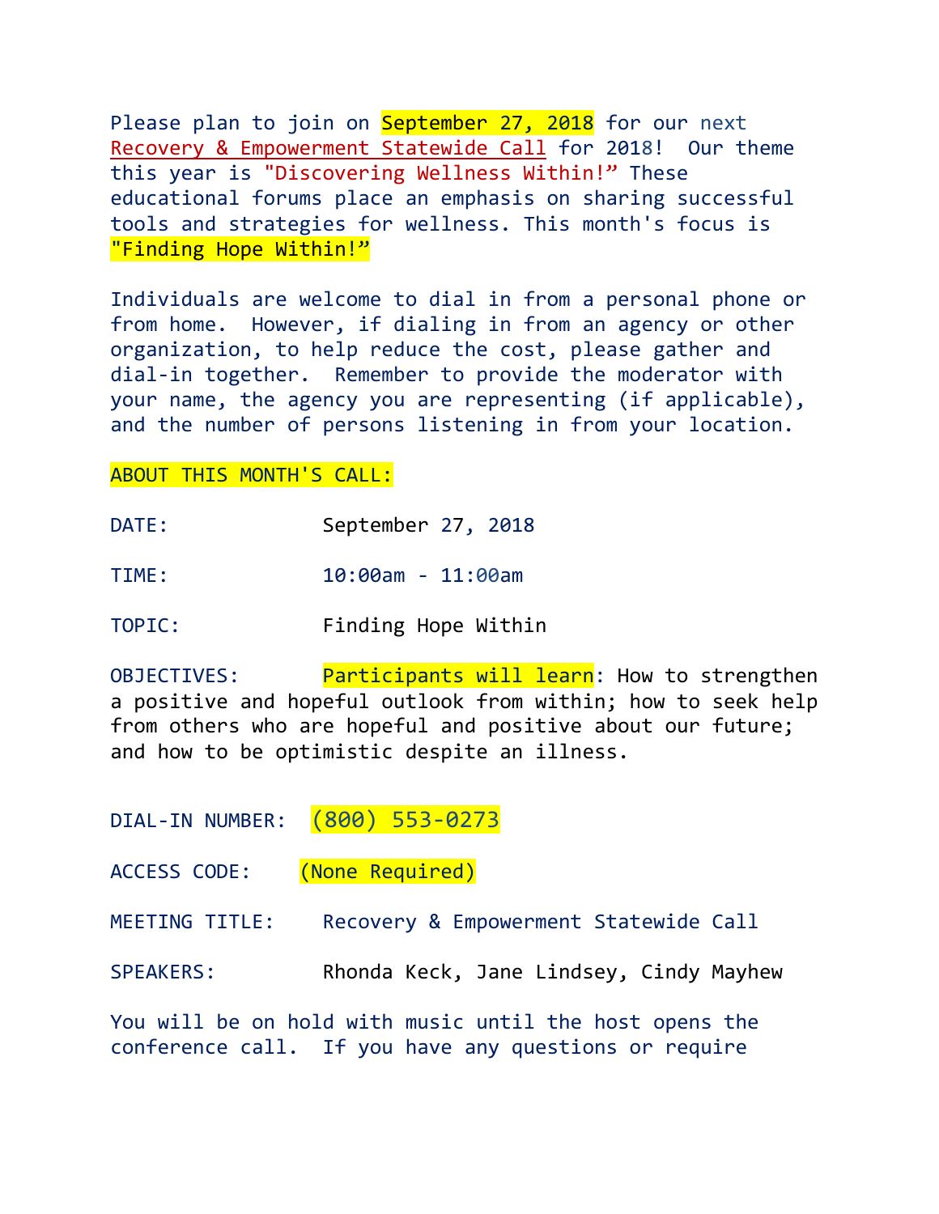Please plan to join on **September 27, 2018** for our next Recovery & Empowerment Statewide Call for 2018! Our theme this year is "Discovering Wellness Within!" These educational forums place an emphasis on sharing successful tools and strategies for wellness. This month's focus is **"Finding Hope Within!"**

Individuals are welcome to dial in from a personal phone or from home. However, if dialing in from an agency or other organization, to help reduce the cost, please gather and dial-in together. Remember to provide the moderator with your name, the agency you are representing (if applicable), and the number of persons listening in from your location.

**ABOUT THIS MONTH'S CALL:**

DATE: September 27, 2018

TIME: 10:00am - 11:00am

TOPIC: Finding Hope Within

OBJECTIVES: **Participants will learn**: How to strengthen a positive and hopeful outlook from within; how to seek help from others who are hopeful and positive about our future; and how to be optimistic despite an illness.

DIAL-IN NUMBER: **(800) 553-0273**

ACCESS CODE: **(None Required)**

MEETING TITLE: Recovery & Empowerment Statewide Call

SPEAKERS: Rhonda Keck, Jane Lindsey, Cindy Mayhew

You will be on hold with music until the host opens the conference call. If you have any questions or require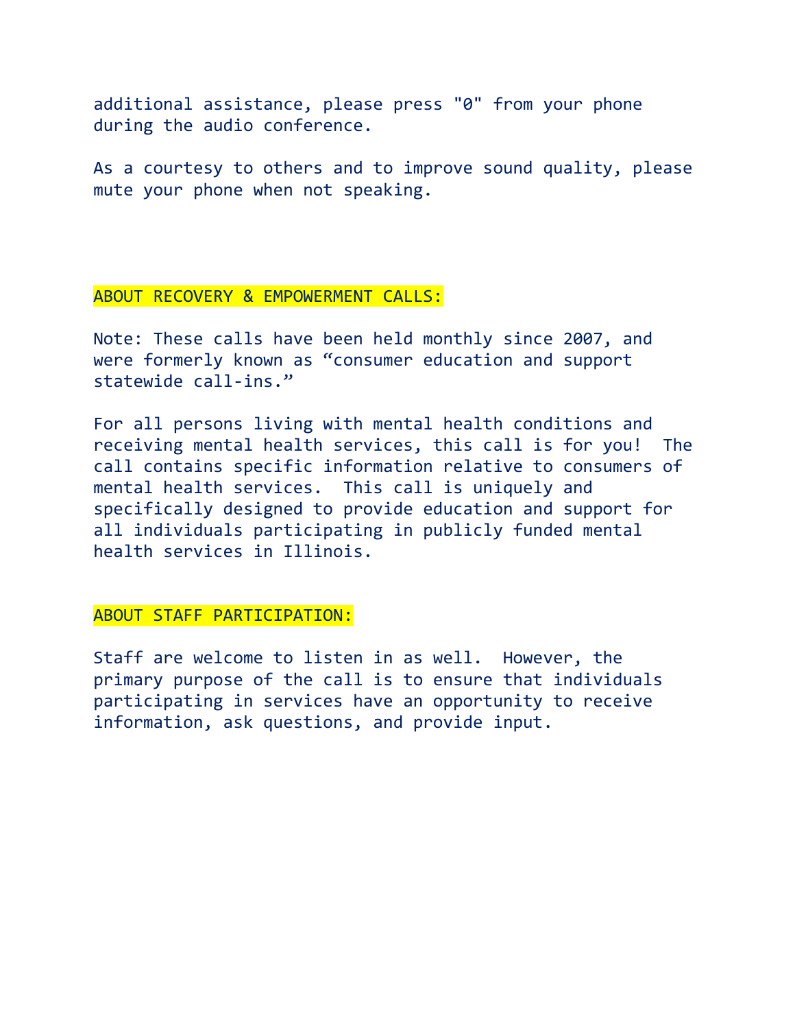additional assistance, please press "0" from your phone during the audio conference.

As a courtesy to others and to improve sound quality, please mute your phone when not speaking.

## ABOUT RECOVERY & EMPOWERMENT CALLS:

Note: These calls have been held monthly since 2007, and were formerly known as "consumer education and support statewide call-ins."

For all persons living with mental health conditions and receiving mental health services, this call is for you! The call contains specific information relative to consumers of mental health services. This call is uniquely and specifically designed to provide education and support for all individuals participating in publicly funded mental health services in Illinois.

## ABOUT STAFF PARTICIPATION:

Staff are welcome to listen in as well. However, the primary purpose of the call is to ensure that individuals participating in services have an opportunity to receive information, ask questions, and provide input.